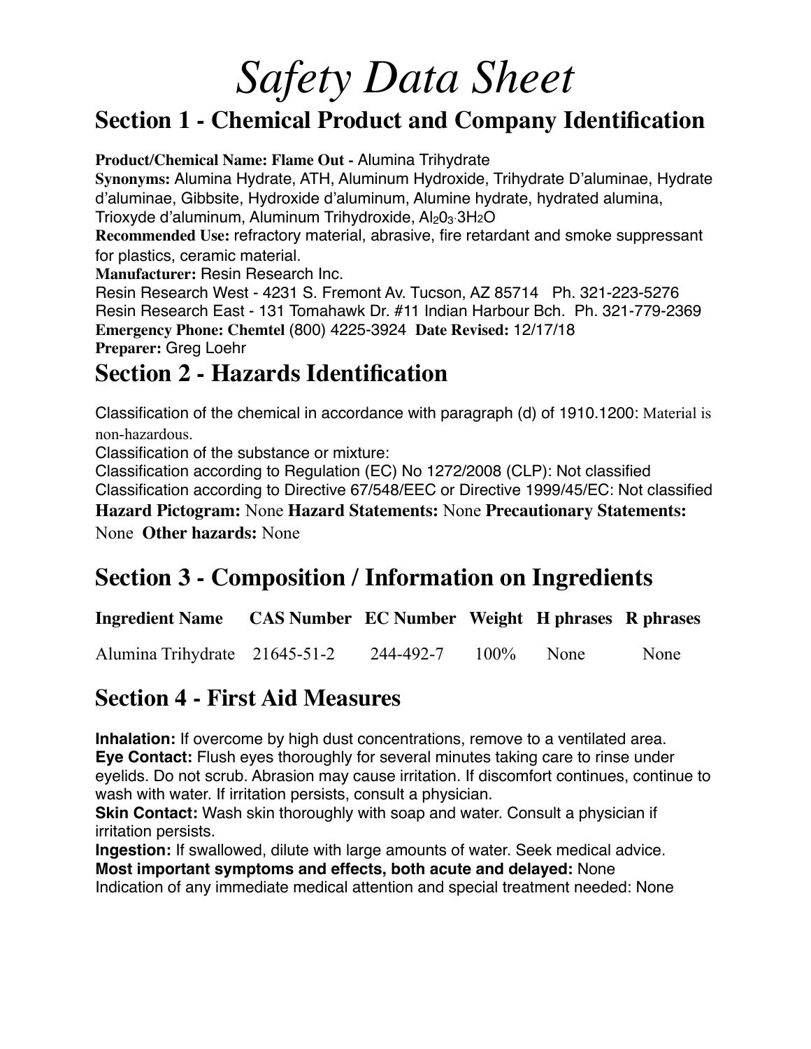# *Safety Data Sheet*

## Section 1 - Chemical Product and Company Identification

**Product/Chemical Name: Flame Out -** Alumina Trihydrate

**Synonyms:** Alumina Hydrate, ATH, Aluminum Hydroxide, Trihydrate D'aluminae, Hydrate d'aluminae, Gibbsite, Hydroxide d'aluminum, Alumine hydrate, hydrated alumina, Trioxyde d'aluminum, Aluminum Trihydroxide, $Al_2 0_3 \cdot 3H_2O$

**Recommended Use:** refractory material, abrasive, fire retardant and smoke suppressant for plastics, ceramic material.

**Manufacturer:** Resin Research Inc.

Resin Research West - 4231 S. Fremont Av. Tucson, AZ 85714 Ph. 321-223-5276

Resin Research East - 131 Tomahawk Dr. #11 Indian Harbour Bch. Ph. 321-779-2369

**Emergency Phone: Chemtel** (800) 4225-3924 **Date Revised:** 12/17/18

**Preparer:** Greg Loehr

## Section 2 - Hazards Identification

Classification of the chemical in accordance with paragraph (d) of 1910.1200: Material is non-hazardous.

Classification of the substance or mixture:

Classification according to Regulation (EC) No 1272/2008 (CLP): Not classified

Classification according to Directive 67/548/EEC or Directive 1999/45/EC: Not classified

**Hazard Pictogram:** None **Hazard Statements:** None **Precautionary Statements:** None **Other hazards:** None

## Section 3 - Composition / Information on Ingredients

| Ingredient Name | CAS Number | EC Number | Weight | H phrases | R phrases |
|---|---|---|---|---|---|
| Alumina Trihydrate | 21645-51-2 | 244-492-7 | 100% | None | None |

## Section 4 - First Aid Measures

**Inhalation:** If overcome by high dust concentrations, remove to a ventilated area.

**Eye Contact:** Flush eyes thoroughly for several minutes taking care to rinse under eyelids. Do not scrub. Abrasion may cause irritation. If discomfort continues, continue to wash with water. If irritation persists, consult a physician.

**Skin Contact:** Wash skin thoroughly with soap and water. Consult a physician if irritation persists.

**Ingestion:** If swallowed, dilute with large amounts of water. Seek medical advice.

**Most important symptoms and effects, both acute and delayed:** None

Indication of any immediate medical attention and special treatment needed: None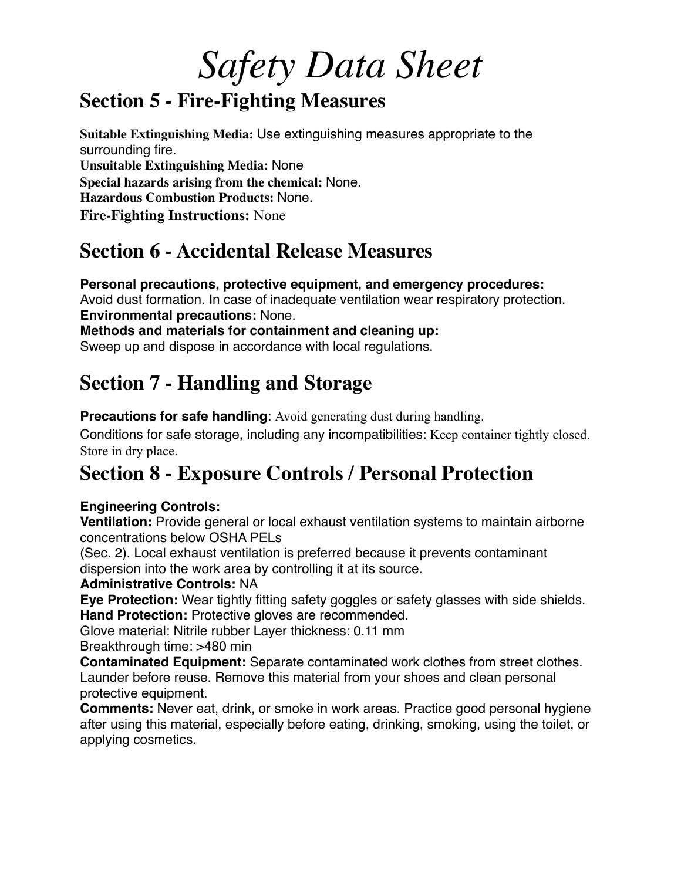# *Safety Data Sheet*

## Section 5 - Fire-Fighting Measures

**Suitable Extinguishing Media:** Use extinguishing measures appropriate to the surrounding fire.
**Unsuitable Extinguishing Media:** None
**Special hazards arising from the chemical:** None.
**Hazardous Combustion Products:** None.
**Fire-Fighting Instructions:** None

## Section 6 - Accidental Release Measures

**Personal precautions, protective equipment, and emergency procedures:**
Avoid dust formation. In case of inadequate ventilation wear respiratory protection.
**Environmental precautions:** None.
**Methods and materials for containment and cleaning up:**
Sweep up and dispose in accordance with local regulations.

## Section 7 - Handling and Storage

**Precautions for safe handling**: Avoid generating dust during handling.
Conditions for safe storage, including any incompatibilities: Keep container tightly closed. Store in dry place.

## Section 8 - Exposure Controls / Personal Protection

**Engineering Controls:**
**Ventilation:** Provide general or local exhaust ventilation systems to maintain airborne concentrations below OSHA PELs
(Sec. 2). Local exhaust ventilation is preferred because it prevents contaminant dispersion into the work area by controlling it at its source.
**Administrative Controls:** NA
**Eye Protection:** Wear tightly fitting safety goggles or safety glasses with side shields.
**Hand Protection:** Protective gloves are recommended.
Glove material: Nitrile rubber Layer thickness: 0.11 mm
Breakthrough time: >480 min
**Contaminated Equipment:** Separate contaminated work clothes from street clothes. Launder before reuse. Remove this material from your shoes and clean personal protective equipment.
**Comments:** Never eat, drink, or smoke in work areas. Practice good personal hygiene after using this material, especially before eating, drinking, smoking, using the toilet, or applying cosmetics.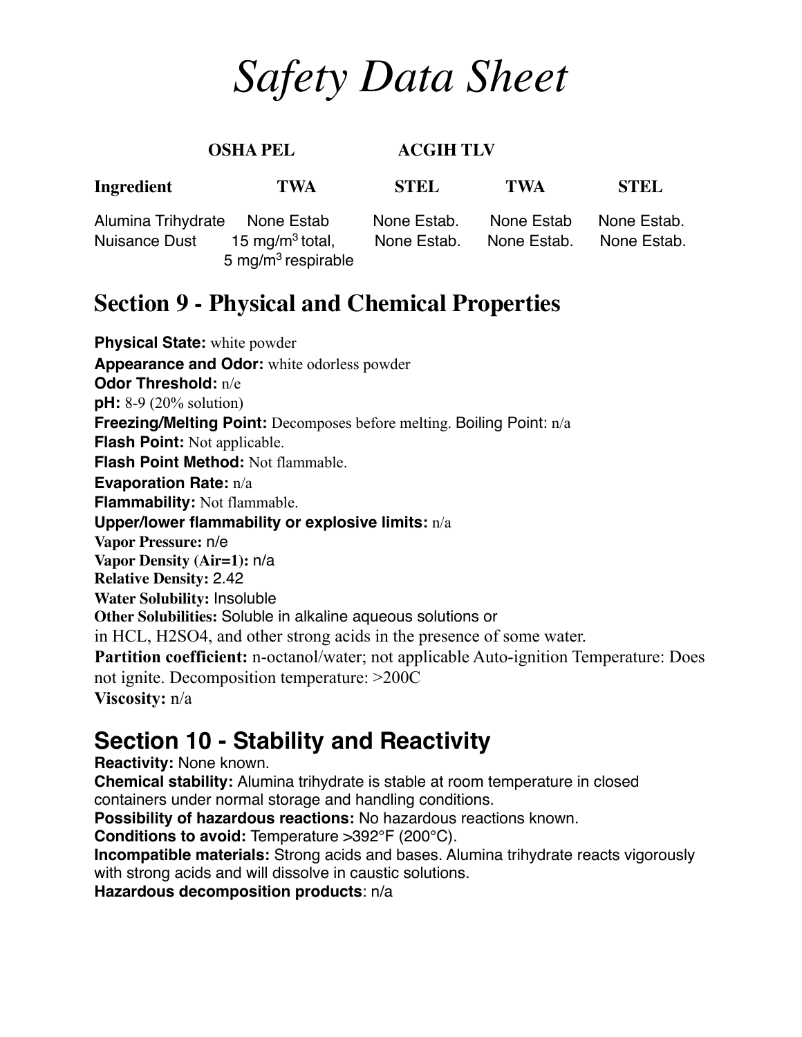# Safety Data Sheet

| | OSHA PEL | | ACGIH TLV | |
|---|---|---|---|---|
| **Ingredient** | **TWA** | **STEL** | **TWA** | **STEL** |
| Alumina Trihydrate | None Estab | None Estab. | None Estab | None Estab. |
| Nuisance Dust | 15 mg/$m^3$ total, 5 mg/$m^3$ respirable | None Estab. | None Estab. | None Estab. |

## Section 9 - Physical and Chemical Properties

**Physical State:** white powder
**Appearance and Odor:** white odorless powder
**Odor Threshold:** n/e
**pH:** 8-9 (20% solution)
**Freezing/Melting Point:** Decomposes before melting. Boiling Point: n/a
**Flash Point:** Not applicable.
**Flash Point Method:** Not flammable.
**Evaporation Rate:** n/a
**Flammability:** Not flammable.
**Upper/lower flammability or explosive limits:** n/a
**Vapor Pressure:** n/e
**Vapor Density (Air=1):** n/a
**Relative Density:** 2.42
**Water Solubility:** Insoluble
**Other Solubilities:** Soluble in alkaline aqueous solutions or
in HCL, H2SO4, and other strong acids in the presence of some water.
**Partition coefficient:** n-octanol/water; not applicable Auto-ignition Temperature: Does not ignite. Decomposition temperature: >200C
**Viscosity:** n/a

## Section 10 - Stability and Reactivity

**Reactivity:** None known.
**Chemical stability:** Alumina trihydrate is stable at room temperature in closed containers under normal storage and handling conditions.
**Possibility of hazardous reactions:** No hazardous reactions known.
**Conditions to avoid:** Temperature >392°F (200°C).
**Incompatible materials:** Strong acids and bases. Alumina trihydrate reacts vigorously with strong acids and will dissolve in caustic solutions.
**Hazardous decomposition products**: n/a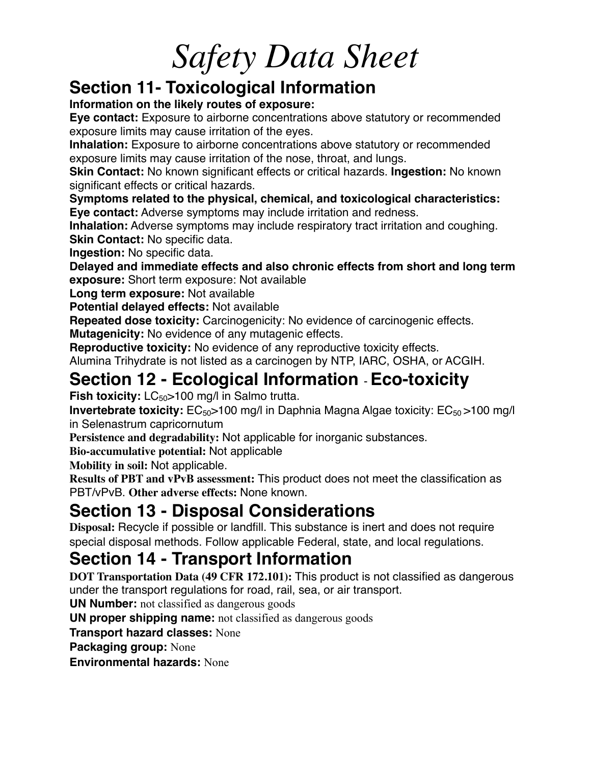# *Safety Data Sheet*

## Section 11- Toxicological Information

**Information on the likely routes of exposure:**

**Eye contact:** Exposure to airborne concentrations above statutory or recommended exposure limits may cause irritation of the eyes.

**Inhalation:** Exposure to airborne concentrations above statutory or recommended exposure limits may cause irritation of the nose, throat, and lungs.

**Skin Contact:** No known significant effects or critical hazards. **Ingestion:** No known significant effects or critical hazards.

**Symptoms related to the physical, chemical, and toxicological characteristics:**

**Eye contact:** Adverse symptoms may include irritation and redness.

**Inhalation:** Adverse symptoms may include respiratory tract irritation and coughing.

**Skin Contact:** No specific data.

**Ingestion:** No specific data.

**Delayed and immediate effects and also chronic effects from short and long term exposure:** Short term exposure: Not available

**Long term exposure:** Not available

**Potential delayed effects:** Not available

**Repeated dose toxicity:** Carcinogenicity: No evidence of carcinogenic effects.

**Mutagenicity:** No evidence of any mutagenic effects.

**Reproductive toxicity:** No evidence of any reproductive toxicity effects.

Alumina Trihydrate is not listed as a carcinogen by NTP, IARC, OSHA, or ACGIH.

## Section 12 - Ecological Information - Eco-toxicity

**Fish toxicity:** $LC_{50}$>100 mg/l in Salmo trutta.

**Invertebrate toxicity:** $EC_{50}$>100 mg/l in Daphnia Magna Algae toxicity: $EC_{50}$ >100 mg/l in Selenastrum capricornutum

**Persistence and degradability:** Not applicable for inorganic substances.

**Bio-accumulative potential:** Not applicable

**Mobility in soil:** Not applicable.

**Results of PBT and vPvB assessment:** This product does not meet the classification as PBT/vPvB. **Other adverse effects:** None known.

## Section 13 - Disposal Considerations

**Disposal:** Recycle if possible or landfill. This substance is inert and does not require special disposal methods. Follow applicable Federal, state, and local regulations.

## Section 14 - Transport Information

**DOT Transportation Data (49 CFR 172.101):** This product is not classified as dangerous under the transport regulations for road, rail, sea, or air transport.

**UN Number:** not classified as dangerous goods

**UN proper shipping name:** not classified as dangerous goods

**Transport hazard classes:** None

**Packaging group:** None

**Environmental hazards:** None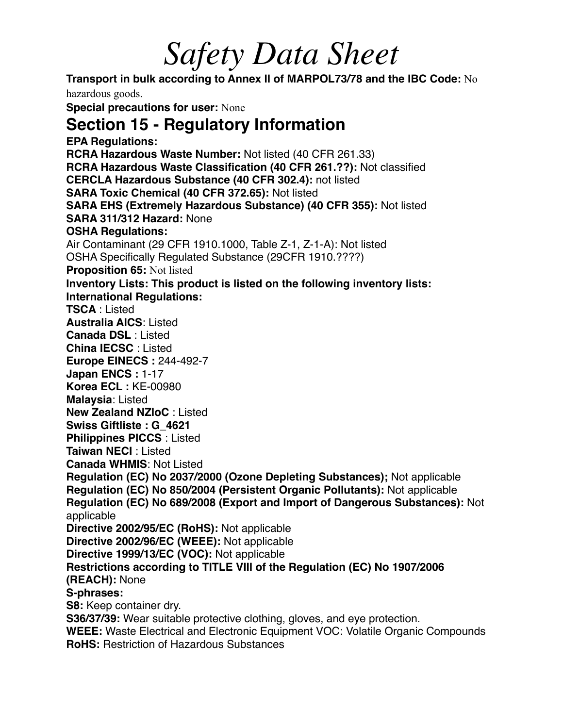# Safety Data Sheet

**Transport in bulk according to Annex II of MARPOL73/78 and the IBC Code:** No hazardous goods.

**Special precautions for user:** None

## Section 15 - Regulatory Information

**EPA Regulations:**

**RCRA Hazardous Waste Number:** Not listed (40 CFR 261.33)

**RCRA Hazardous Waste Classification (40 CFR 261.??):** Not classified

**CERCLA Hazardous Substance (40 CFR 302.4):** not listed

**SARA Toxic Chemical (40 CFR 372.65):** Not listed

**SARA EHS (Extremely Hazardous Substance) (40 CFR 355):** Not listed

**SARA 311/312 Hazard:** None

**OSHA Regulations:**

Air Contaminant (29 CFR 1910.1000, Table Z-1, Z-1-A): Not listed

OSHA Specifically Regulated Substance (29CFR 1910.????)

**Proposition 65:** Not listed

**Inventory Lists: This product is listed on the following inventory lists:**

**International Regulations:**

**TSCA** : Listed

**Australia AICS**: Listed

**Canada DSL** : Listed

**China IECSC** : Listed

**Europe EINECS :** 244-492-7

**Japan ENCS :** 1-17

**Korea ECL :** KE-00980

**Malaysia**: Listed

**New Zealand NZIoC** : Listed

**Swiss Giftliste : G_4621**

**Philippines PICCS** : Listed

**Taiwan NECI** : Listed

**Canada WHMIS**: Not Listed

**Regulation (EC) No 2037/2000 (Ozone Depleting Substances);** Not applicable

**Regulation (EC) No 850/2004 (Persistent Organic Pollutants):** Not applicable

**Regulation (EC) No 689/2008 (Export and Import of Dangerous Substances):** Not applicable

**Directive 2002/95/EC (RoHS):** Not applicable

**Directive 2002/96/EC (WEEE):** Not applicable

**Directive 1999/13/EC (VOC):** Not applicable

**Restrictions according to TITLE VIII of the Regulation (EC) No 1907/2006 (REACH):** None

**S-phrases:**

**S8:** Keep container dry.

**S36/37/39:** Wear suitable protective clothing, gloves, and eye protection.

**WEEE:** Waste Electrical and Electronic Equipment VOC: Volatile Organic Compounds

**RoHS:** Restriction of Hazardous Substances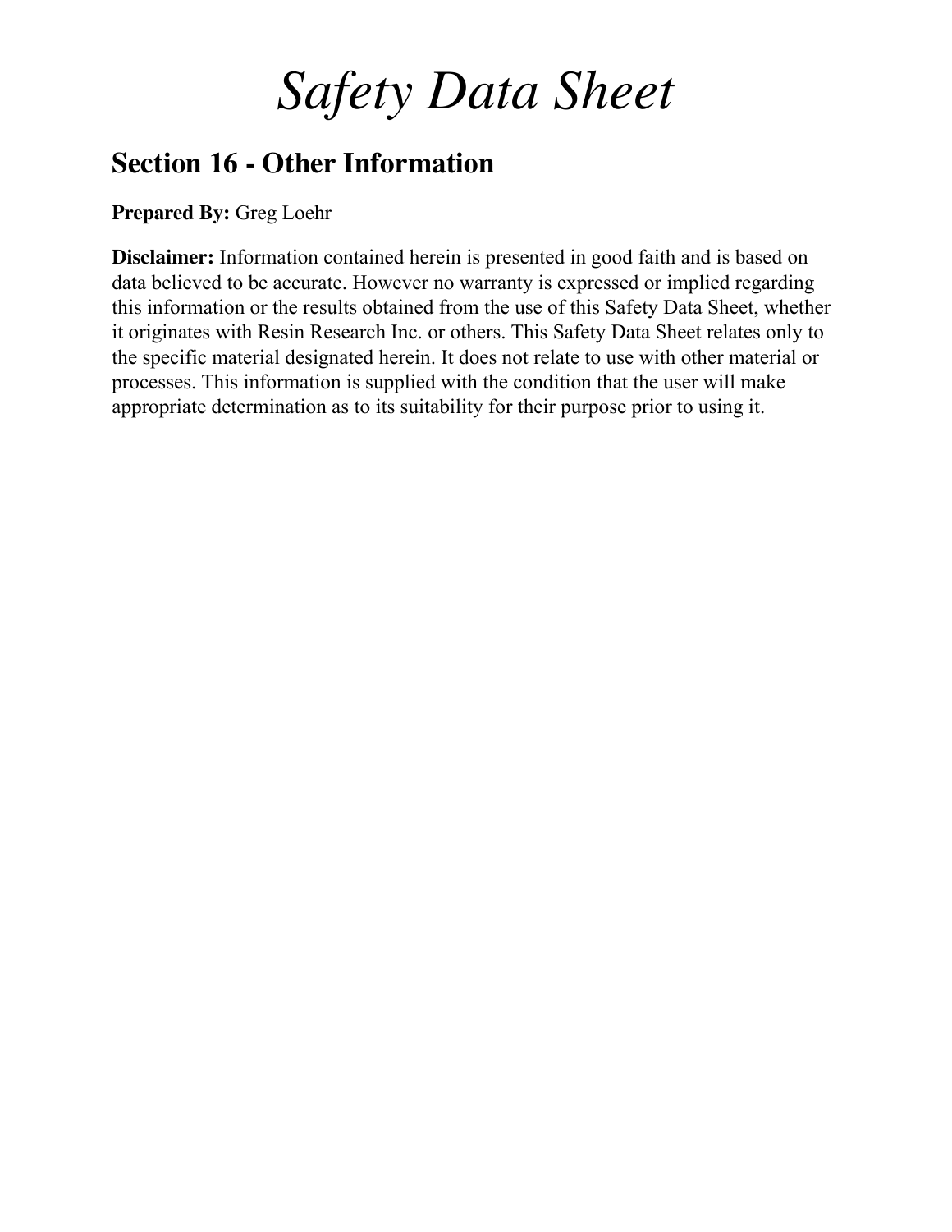# *Safety Data Sheet*

## Section 16 - Other Information

**Prepared By:** Greg Loehr

**Disclaimer:** Information contained herein is presented in good faith and is based on data believed to be accurate. However no warranty is expressed or implied regarding this information or the results obtained from the use of this Safety Data Sheet, whether it originates with Resin Research Inc. or others. This Safety Data Sheet relates only to the specific material designated herein. It does not relate to use with other material or processes. This information is supplied with the condition that the user will make appropriate determination as to its suitability for their purpose prior to using it.